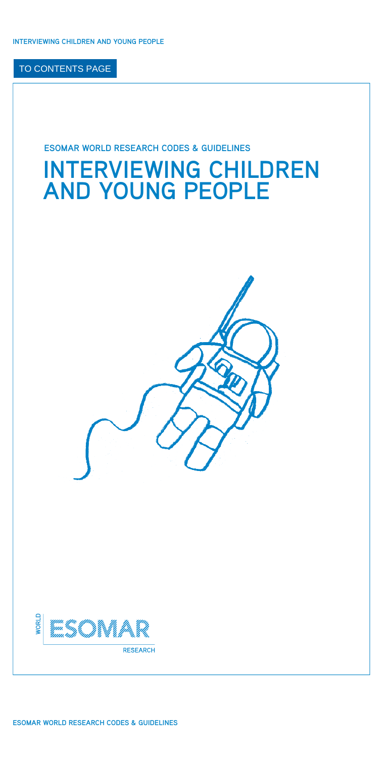TO CONTENTS PAGE

ESOMAR WORLD RESEARCH CODES & GUIDELINES

# INTERVIEWING CHILDREN AND YOUNG PEOPLE

WORLD ESOMAR RESEARCH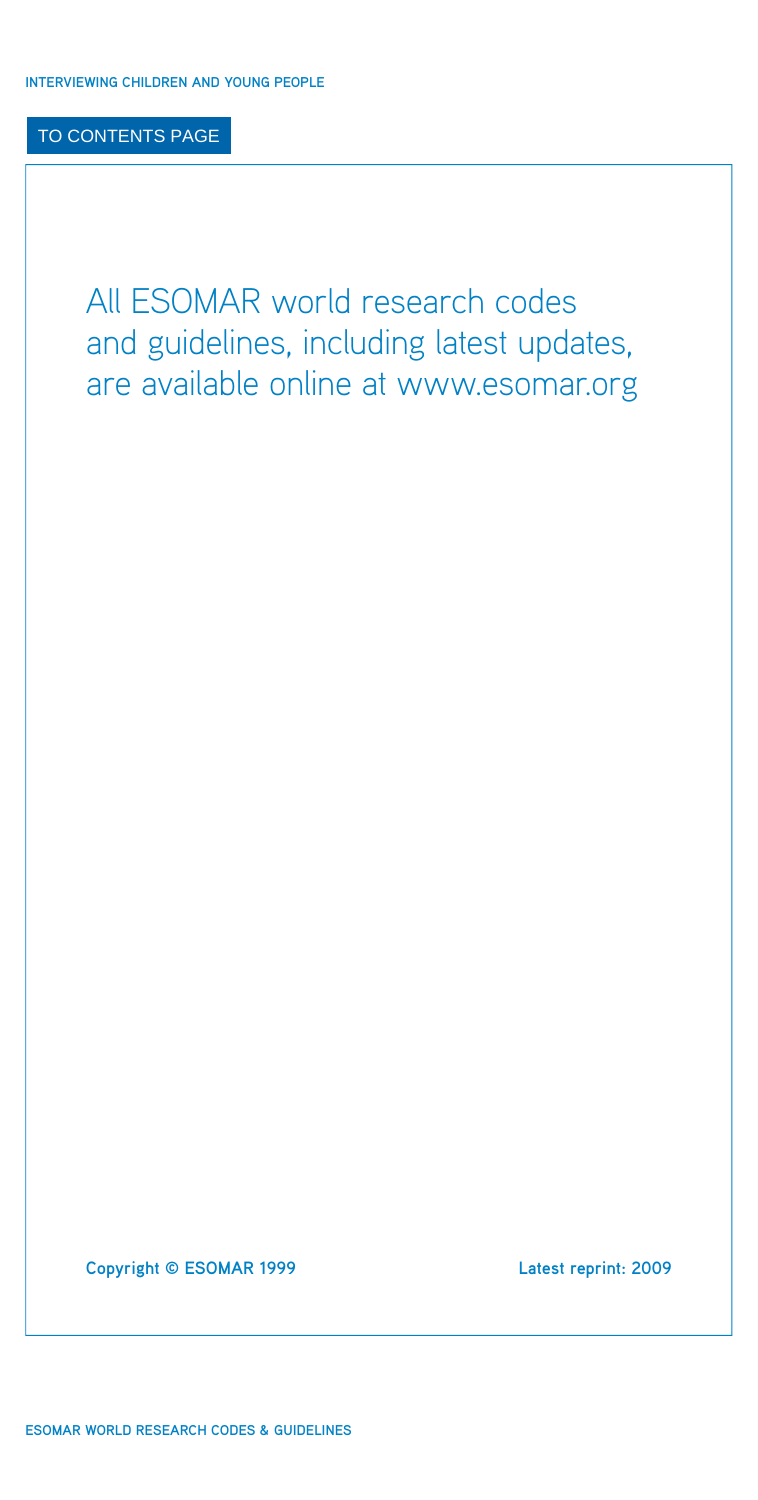All ESOMAR world research codes and guidelines, including latest updates, are available online at www.esomar.org

Copyright © ESOMAR 1999

Latest reprint: 2009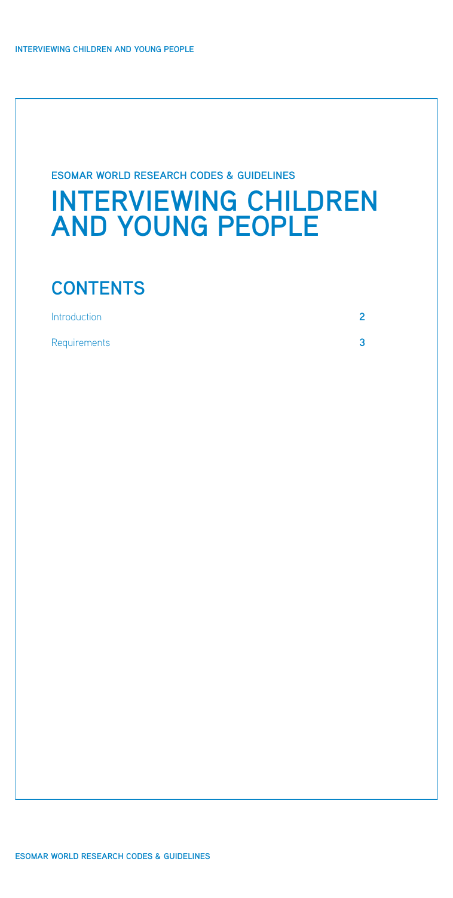ESOMAR WORLD RESEARCH CODES & GUIDELINES

# INTERVIEWING CHILDREN AND YOUNG PEOPLE

## CONTENTS

| | |
|---|---|
| Introduction | 2 |
| Requirements | 3 |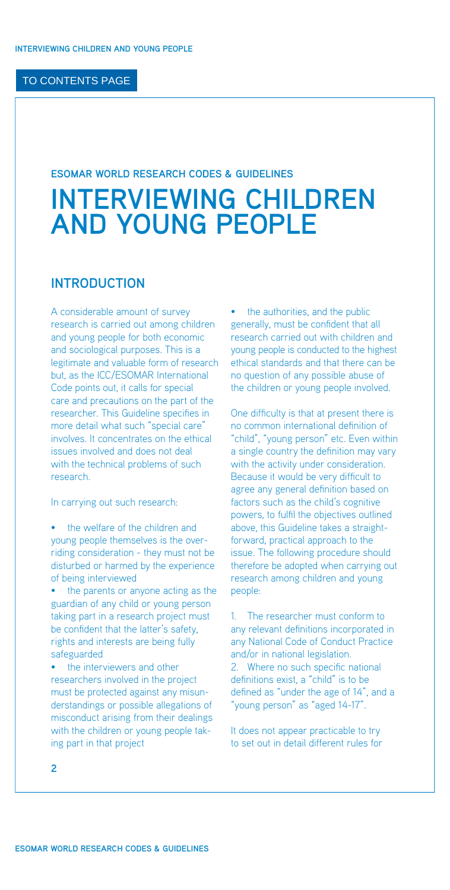# ESOMAR WORLD RESEARCH CODES & GUIDELINES

# INTERVIEWING CHILDREN AND YOUNG PEOPLE

## INTRODUCTION

A considerable amount of survey research is carried out among children and young people for both economic and sociological purposes. This is a legitimate and valuable form of research but, as the ICC/ESOMAR International Code points out, it calls for special care and precautions on the part of the researcher. This Guideline specifies in more detail what such "special care" involves. It concentrates on the ethical issues involved and does not deal with the technical problems of such research.

In carrying out such research:

- the welfare of the children and young people themselves is the overriding consideration - they must not be disturbed or harmed by the experience of being interviewed
- the parents or anyone acting as the guardian of any child or young person taking part in a research project must be confident that the latter's safety, rights and interests are being fully safeguarded
- the interviewers and other researchers involved in the project must be protected against any misunderstandings or possible allegations of misconduct arising from their dealings with the children or young people taking part in that project
- the authorities, and the public generally, must be confident that all research carried out with children and young people is conducted to the highest ethical standards and that there can be no question of any possible abuse of the children or young people involved.

One difficulty is that at present there is no common international definition of "child", "young person" etc. Even within a single country the definition may vary with the activity under consideration. Because it would be very difficult to agree any general definition based on factors such as the child's cognitive powers, to fulfil the objectives outlined above, this Guideline takes a straight-forward, practical approach to the issue. The following procedure should therefore be adopted when carrying out research among children and young people:

1. The researcher must conform to any relevant definitions incorporated in any National Code of Conduct Practice and/or in national legislation.
2. Where no such specific national definitions exist, a "child" is to be defined as "under the age of 14", and a "young person" as "aged 14-17".

It does not appear practicable to try to set out in detail different rules for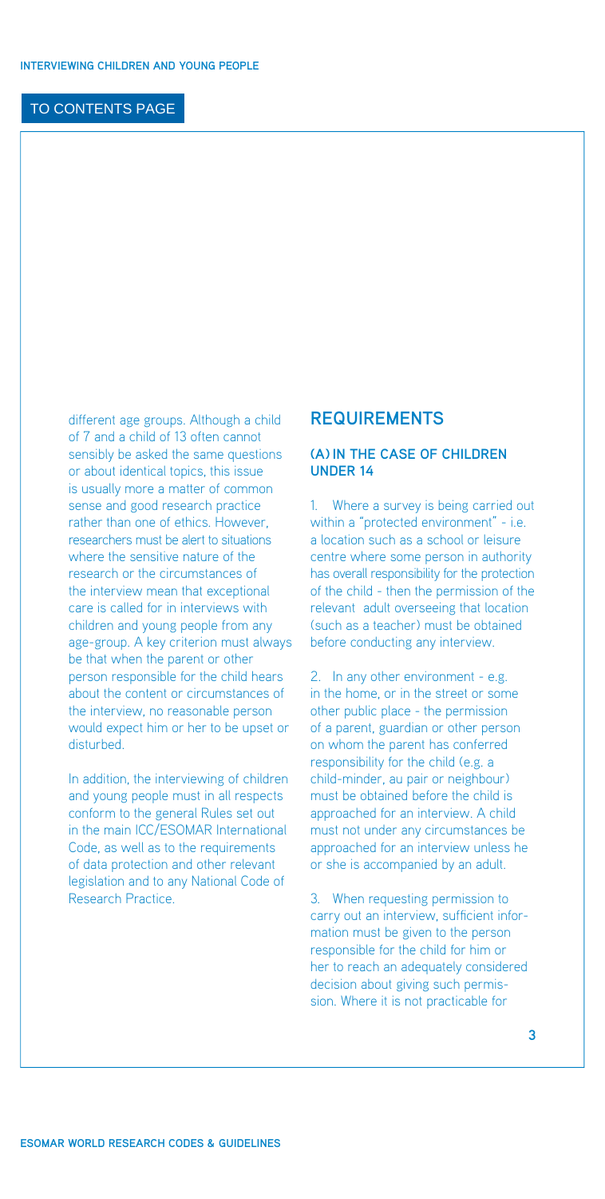different age groups. Although a child of 7 and a child of 13 often cannot sensibly be asked the same questions or about identical topics, this issue is usually more a matter of common sense and good research practice rather than one of ethics. However, researchers must be alert to situations where the sensitive nature of the research or the circumstances of the interview mean that exceptional care is called for in interviews with children and young people from any age-group. A key criterion must always be that when the parent or other person responsible for the child hears about the content or circumstances of the interview, no reasonable person would expect him or her to be upset or disturbed.

In addition, the interviewing of children and young people must in all respects conform to the general Rules set out in the main ICC/ESOMAR International Code, as well as to the requirements of data protection and other relevant legislation and to any National Code of Research Practice.

## REQUIREMENTS

### (A) IN THE CASE OF CHILDREN UNDER 14

1. Where a survey is being carried out within a "protected environment" - i.e. a location such as a school or leisure centre where some person in authority has overall responsibility for the protection of the child - then the permission of the relevant adult overseeing that location (such as a teacher) must be obtained before conducting any interview.

2. In any other environment - e.g. in the home, or in the street or some other public place - the permission of a parent, guardian or other person on whom the parent has conferred responsibility for the child (e.g. a child-minder, au pair or neighbour) must be obtained before the child is approached for an interview. A child must not under any circumstances be approached for an interview unless he or she is accompanied by an adult.

3. When requesting permission to carry out an interview, sufficient information must be given to the person responsible for the child for him or her to reach an adequately considered decision about giving such permission. Where it is not practicable for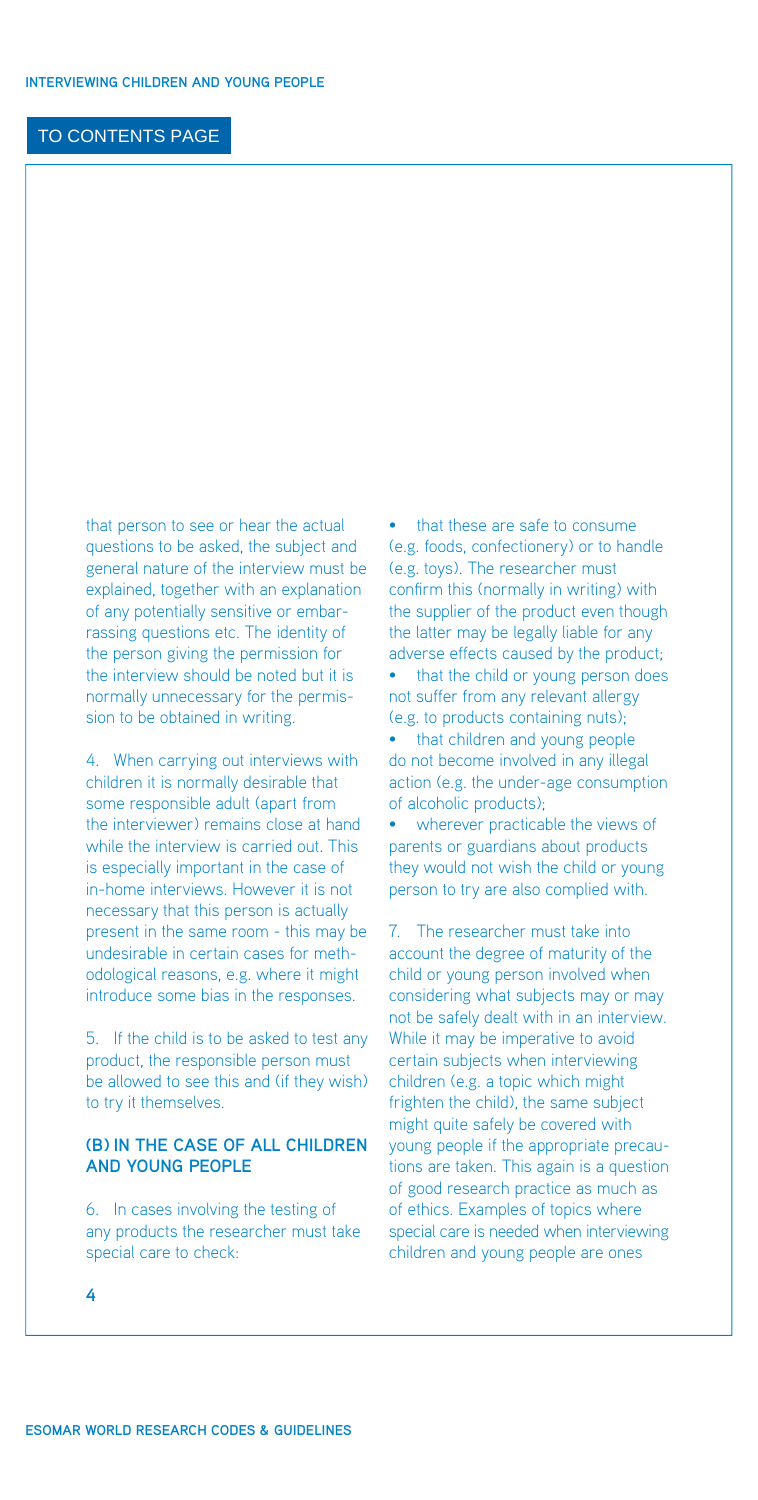that person to see or hear the actual questions to be asked, the subject and general nature of the interview must be explained, together with an explanation of any potentially sensitive or embarrassing questions etc. The identity of the person giving the permission for the interview should be noted but it is normally unnecessary for the permission to be obtained in writing.

4. When carrying out interviews with children it is normally desirable that some responsible adult (apart from the interviewer) remains close at hand while the interview is carried out. This is especially important in the case of in-home interviews. However it is not necessary that this person is actually present in the same room - this may be undesirable in certain cases for methodological reasons, e.g. where it might introduce some bias in the responses.

5. If the child is to be asked to test any product, the responsible person must be allowed to see this and (if they wish) to try it themselves.

### (B) IN THE CASE OF ALL CHILDREN AND YOUNG PEOPLE

6. In cases involving the testing of any products the researcher must take special care to check:

- that these are safe to consume (e.g. foods, confectionery) or to handle (e.g. toys). The researcher must confirm this (normally in writing) with the supplier of the product even though the latter may be legally liable for any adverse effects caused by the product;
- that the child or young person does not suffer from any relevant allergy (e.g. to products containing nuts);
- that children and young people do not become involved in any illegal action (e.g. the under-age consumption of alcoholic products);
- wherever practicable the views of parents or guardians about products they would not wish the child or young person to try are also complied with.

7. The researcher must take into account the degree of maturity of the child or young person involved when considering what subjects may or may not be safely dealt with in an interview. While it may be imperative to avoid certain subjects when interviewing children (e.g. a topic which might frighten the child), the same subject might quite safely be covered with young people if the appropriate precautions are taken. This again is a question of good research practice as much as of ethics. Examples of topics where special care is needed when interviewing children and young people are ones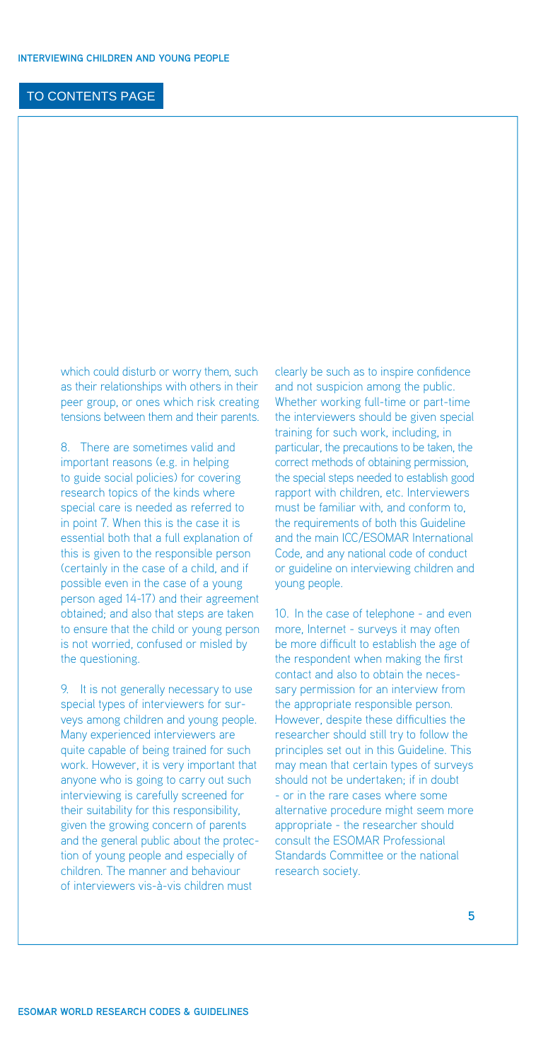which could disturb or worry them, such as their relationships with others in their peer group, or ones which risk creating tensions between them and their parents.

8. There are sometimes valid and important reasons (e.g. in helping to guide social policies) for covering research topics of the kinds where special care is needed as referred to in point 7. When this is the case it is essential both that a full explanation of this is given to the responsible person (certainly in the case of a child, and if possible even in the case of a young person aged 14-17) and their agreement obtained; and also that steps are taken to ensure that the child or young person is not worried, confused or misled by the questioning.

9. It is not generally necessary to use special types of interviewers for surveys among children and young people. Many experienced interviewers are quite capable of being trained for such work. However, it is very important that anyone who is going to carry out such interviewing is carefully screened for their suitability for this responsibility, given the growing concern of parents and the general public about the protection of young people and especially of children. The manner and behaviour of interviewers vis-à-vis children must clearly be such as to inspire confidence and not suspicion among the public. Whether working full-time or part-time the interviewers should be given special training for such work, including, in particular, the precautions to be taken, the correct methods of obtaining permission, the special steps needed to establish good rapport with children, etc. Interviewers must be familiar with, and conform to, the requirements of both this Guideline and the main ICC/ESOMAR International Code, and any national code of conduct or guideline on interviewing children and young people.

10. In the case of telephone - and even more, Internet - surveys it may often be more difficult to establish the age of the respondent when making the first contact and also to obtain the necessary permission for an interview from the appropriate responsible person. However, despite these difficulties the researcher should still try to follow the principles set out in this Guideline. This may mean that certain types of surveys should not be undertaken; if in doubt - or in the rare cases where some alternative procedure might seem more appropriate - the researcher should consult the ESOMAR Professional Standards Committee or the national research society.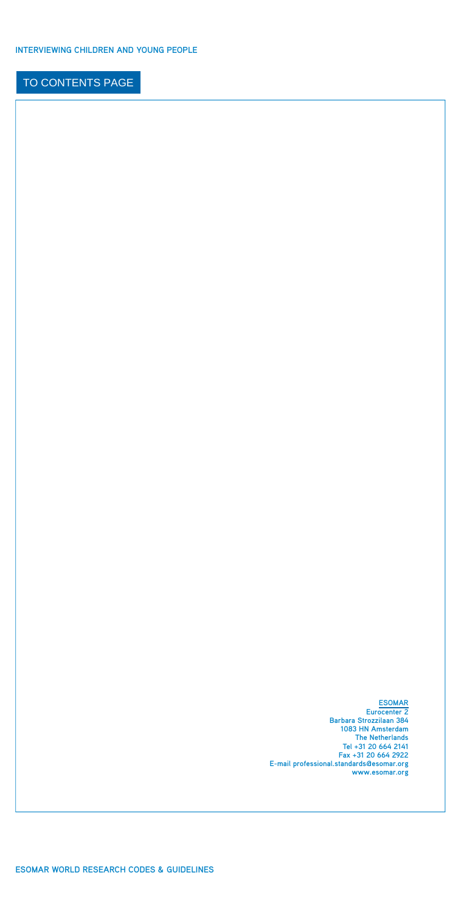TO CONTENTS PAGE

**ESOMAR**
Eurocenter 2
Barbara Strozzilaan 384
1083 HN Amsterdam
The Netherlands
Tel +31 20 664 2141
Fax +31 20 664 2922
E-mail professional.standards@esomar.org
www.esomar.org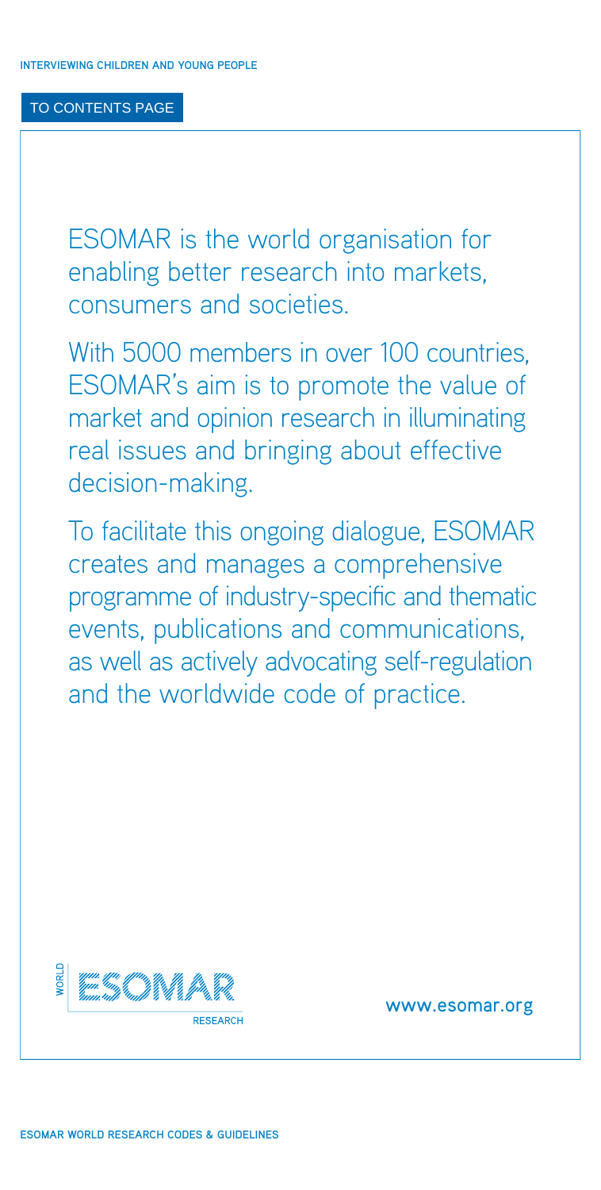ESOMAR is the world organisation for enabling better research into markets, consumers and societies.

With 5000 members in over 100 countries, ESOMAR's aim is to promote the value of market and opinion research in illuminating real issues and bringing about effective decision-making.

To facilitate this ongoing dialogue, ESOMAR creates and manages a comprehensive programme of industry-specific and thematic events, publications and communications, as well as actively advocating self-regulation and the worldwide code of practice.

WORLD ESOMAR RESEARCH

www.esomar.org